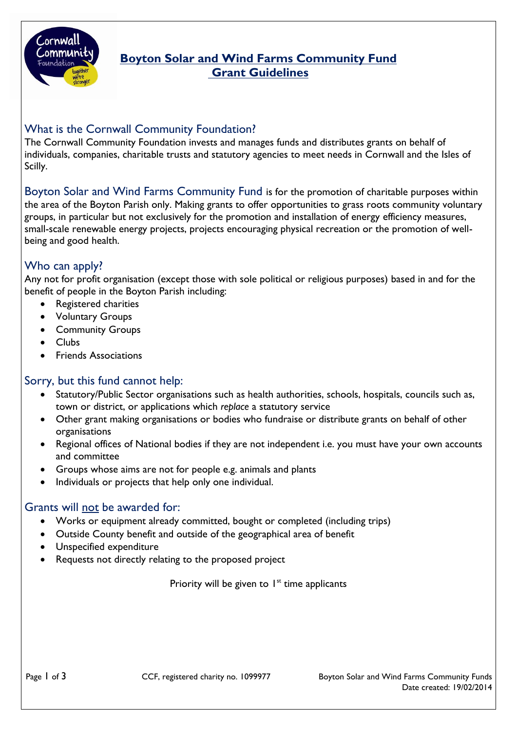# Boyton Solar and Wind Farms Community Fund Grant Guidelines

## What is the Cornwall Community Foundation?

The Cornwall Community Foundation invests and manages funds and distributes grants on behalf of individuals, companies, charitable trusts and statutory agencies to meet needs in Cornwall and the Isles of Scilly.

Boyton Solar and Wind Farms Community Fund is for the promotion of charitable purposes within the area of the Boyton Parish only. Making grants to offer opportunities to grass roots community voluntary groups, in particular but not exclusively for the promotion and installation of energy efficiency measures, small-scale renewable energy projects, projects encouraging physical recreation or the promotion of well-being and good health.

## Who can apply?

Any not for profit organisation (except those with sole political or religious purposes) based in and for the benefit of people in the Boyton Parish including:

- Registered charities
- Voluntary Groups
- Community Groups
- Clubs
- Friends Associations

## Sorry, but this fund cannot help:

- Statutory/Public Sector organisations such as health authorities, schools, hospitals, councils such as, town or district, or applications which *replace* a statutory service
- Other grant making organisations or bodies who fundraise or distribute grants on behalf of other organisations
- Regional offices of National bodies if they are not independent i.e. you must have your own accounts and committee
- Groups whose aims are not for people e.g. animals and plants
- Individuals or projects that help only one individual.

## Grants will not be awarded for:

- Works or equipment already committed, bought or completed (including trips)
- Outside County benefit and outside of the geographical area of benefit
- Unspecified expenditure
- Requests not directly relating to the proposed project

Priority will be given to 1st time applicants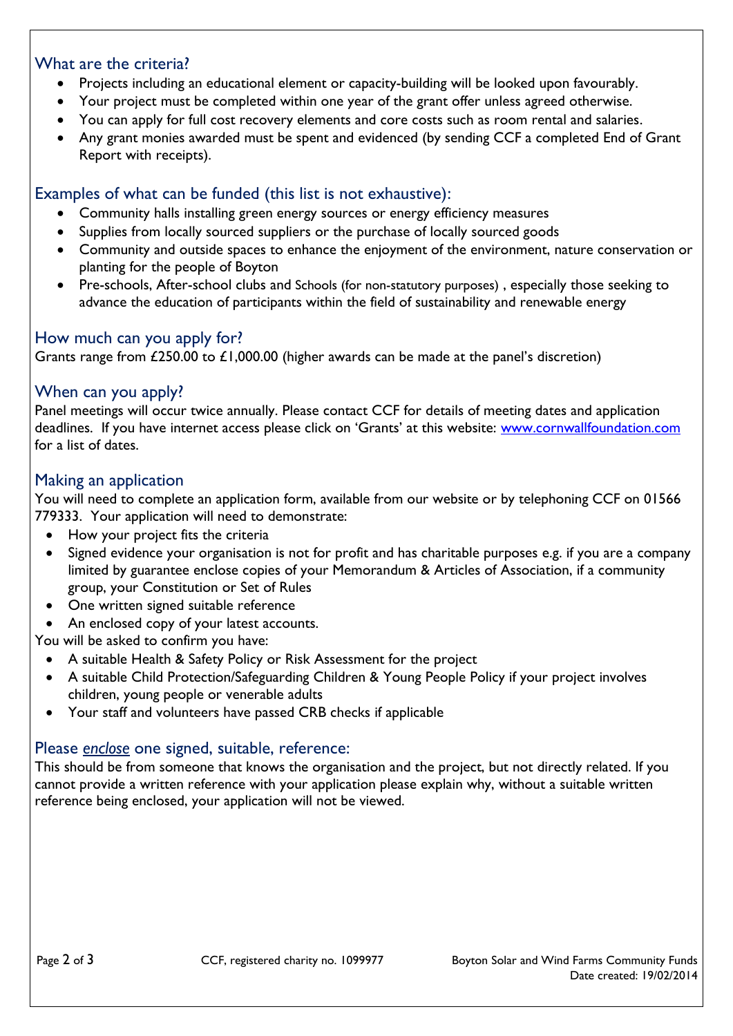## What are the criteria?

- Projects including an educational element or capacity-building will be looked upon favourably.
- Your project must be completed within one year of the grant offer unless agreed otherwise.
- You can apply for full cost recovery elements and core costs such as room rental and salaries.
- Any grant monies awarded must be spent and evidenced (by sending CCF a completed End of Grant Report with receipts).

## Examples of what can be funded (this list is not exhaustive):

- Community halls installing green energy sources or energy efficiency measures
- Supplies from locally sourced suppliers or the purchase of locally sourced goods
- Community and outside spaces to enhance the enjoyment of the environment, nature conservation or planting for the people of Boyton
- Pre-schools, After-school clubs and Schools (for non-statutory purposes) , especially those seeking to advance the education of participants within the field of sustainability and renewable energy

## How much can you apply for?

Grants range from £250.00 to £1,000.00 (higher awards can be made at the panel's discretion)

## When can you apply?

Panel meetings will occur twice annually. Please contact CCF for details of meeting dates and application deadlines. If you have internet access please click on 'Grants' at this website: [www.cornwallfoundation.com](http://www.cornwallfoundation.com) for a list of dates.

## Making an application

You will need to complete an application form, available from our website or by telephoning CCF on 01566 779333. Your application will need to demonstrate:

- How your project fits the criteria
- Signed evidence your organisation is not for profit and has charitable purposes e.g. if you are a company limited by guarantee enclose copies of your Memorandum & Articles of Association, if a community group, your Constitution or Set of Rules
- One written signed suitable reference
- An enclosed copy of your latest accounts.

You will be asked to confirm you have:

- A suitable Health & Safety Policy or Risk Assessment for the project
- A suitable Child Protection/Safeguarding Children & Young People Policy if your project involves children, young people or venerable adults
- Your staff and volunteers have passed CRB checks if applicable

## Please *enclose* one signed, suitable, reference:

This should be from someone that knows the organisation and the project, but not directly related. If you cannot provide a written reference with your application please explain why, without a suitable written reference being enclosed, your application will not be viewed.

CCF, registered charity no. 1099977

Boyton Solar and Wind Farms Community Funds
Date created: 19/02/2014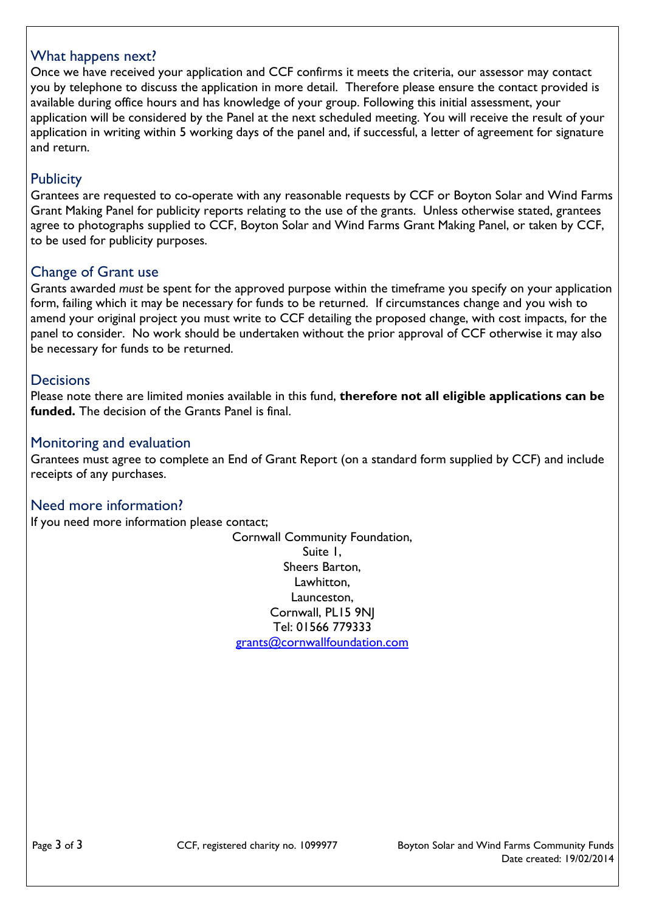## What happens next?

Once we have received your application and CCF confirms it meets the criteria, our assessor may contact you by telephone to discuss the application in more detail. Therefore please ensure the contact provided is available during office hours and has knowledge of your group. Following this initial assessment, your application will be considered by the Panel at the next scheduled meeting. You will receive the result of your application in writing within 5 working days of the panel and, if successful, a letter of agreement for signature and return.

## Publicity

Grantees are requested to co-operate with any reasonable requests by CCF or Boyton Solar and Wind Farms Grant Making Panel for publicity reports relating to the use of the grants. Unless otherwise stated, grantees agree to photographs supplied to CCF, Boyton Solar and Wind Farms Grant Making Panel, or taken by CCF, to be used for publicity purposes.

## Change of Grant use

Grants awarded *must* be spent for the approved purpose within the timeframe you specify on your application form, failing which it may be necessary for funds to be returned. If circumstances change and you wish to amend your original project you must write to CCF detailing the proposed change, with cost impacts, for the panel to consider. No work should be undertaken without the prior approval of CCF otherwise it may also be necessary for funds to be returned.

## Decisions

Please note there are limited monies available in this fund, **therefore not all eligible applications can be funded.** The decision of the Grants Panel is final.

## Monitoring and evaluation

Grantees must agree to complete an End of Grant Report (on a standard form supplied by CCF) and include receipts of any purchases.

## Need more information?

If you need more information please contact;

Cornwall Community Foundation,
Suite 1,
Sheers Barton,
Lawhitton,
Launceston,
Cornwall, PL15 9NJ
Tel: 01566 779333
grants@cornwallfoundation.com

CCF, registered charity no. 1099977

Boyton Solar and Wind Farms Community Funds
Date created: 19/02/2014